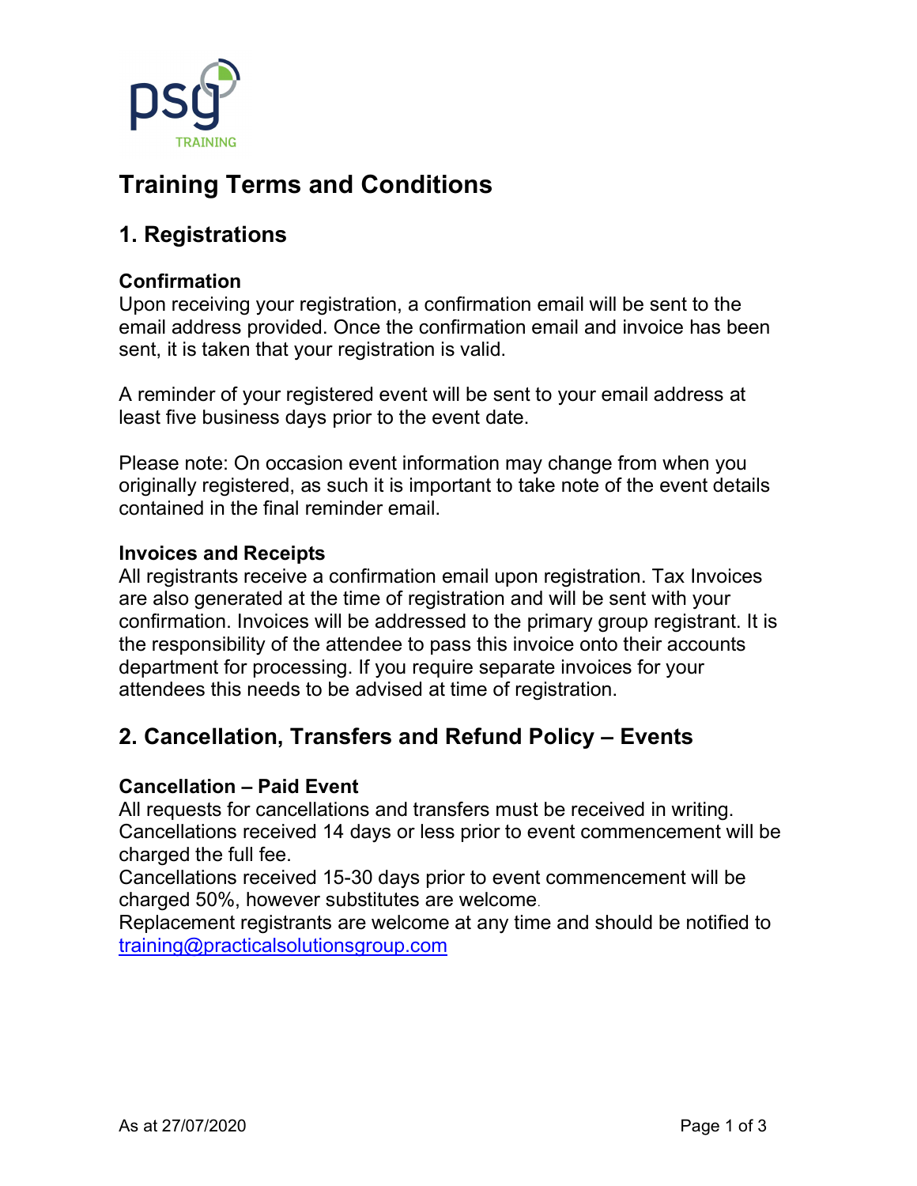psg TRAINING

# Training Terms and Conditions

## 1. Registrations

### Confirmation

Upon receiving your registration, a confirmation email will be sent to the email address provided. Once the confirmation email and invoice has been sent, it is taken that your registration is valid.

A reminder of your registered event will be sent to your email address at least five business days prior to the event date.

Please note: On occasion event information may change from when you originally registered, as such it is important to take note of the event details contained in the final reminder email.

### Invoices and Receipts

All registrants receive a confirmation email upon registration. Tax Invoices are also generated at the time of registration and will be sent with your confirmation. Invoices will be addressed to the primary group registrant. It is the responsibility of the attendee to pass this invoice onto their accounts department for processing. If you require separate invoices for your attendees this needs to be advised at time of registration.

## 2. Cancellation, Transfers and Refund Policy – Events

### Cancellation – Paid Event

All requests for cancellations and transfers must be received in writing.
Cancellations received 14 days or less prior to event commencement will be charged the full fee.
Cancellations received 15-30 days prior to event commencement will be charged 50%, however substitutes are welcome.
Replacement registrants are welcome at any time and should be notified to training@practicalsolutionsgroup.com

As at 27/07/2020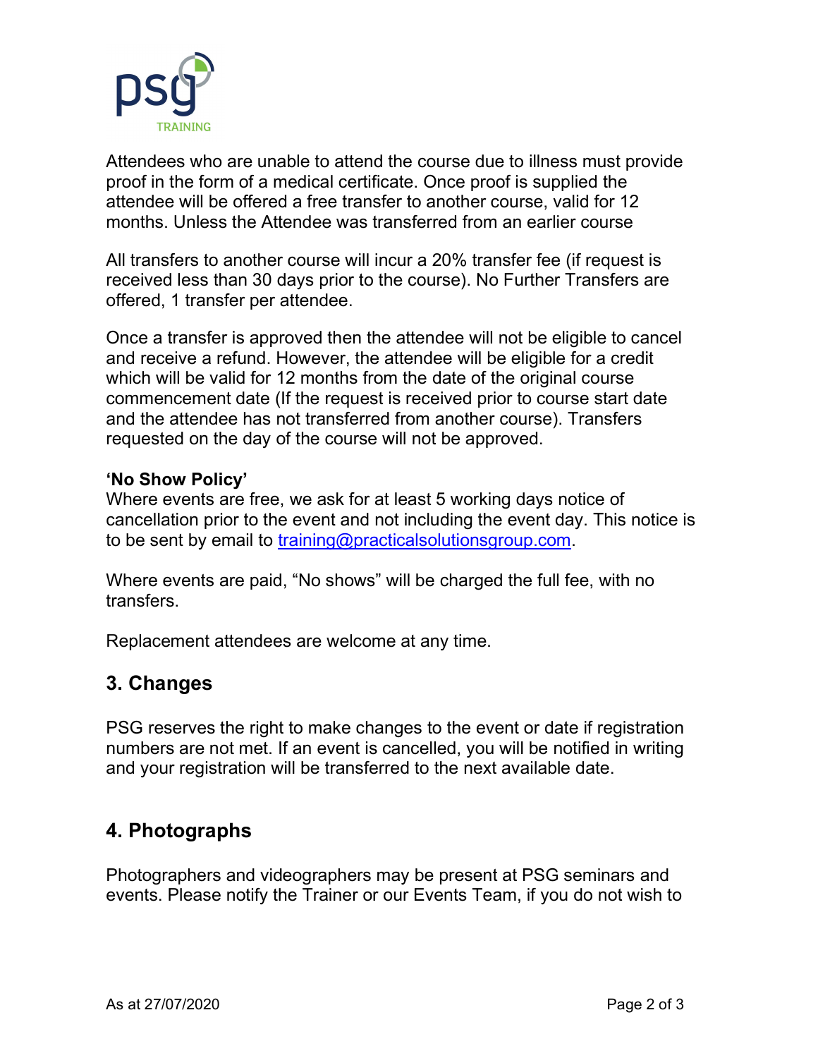Attendees who are unable to attend the course due to illness must provide proof in the form of a medical certificate. Once proof is supplied the attendee will be offered a free transfer to another course, valid for 12 months. Unless the Attendee was transferred from an earlier course

All transfers to another course will incur a 20% transfer fee (if request is received less than 30 days prior to the course). No Further Transfers are offered, 1 transfer per attendee.

Once a transfer is approved then the attendee will not be eligible to cancel and receive a refund. However, the attendee will be eligible for a credit which will be valid for 12 months from the date of the original course commencement date (If the request is received prior to course start date and the attendee has not transferred from another course). Transfers requested on the day of the course will not be approved.

**'No Show Policy'**
Where events are free, we ask for at least 5 working days notice of cancellation prior to the event and not including the event day. This notice is to be sent by email to training@practicalsolutionsgroup.com.

Where events are paid, "No shows" will be charged the full fee, with no transfers.

Replacement attendees are welcome at any time.

## 3. Changes

PSG reserves the right to make changes to the event or date if registration numbers are not met. If an event is cancelled, you will be notified in writing and your registration will be transferred to the next available date.

## 4. Photographs

Photographers and videographers may be present at PSG seminars and events. Please notify the Trainer or our Events Team, if you do not wish to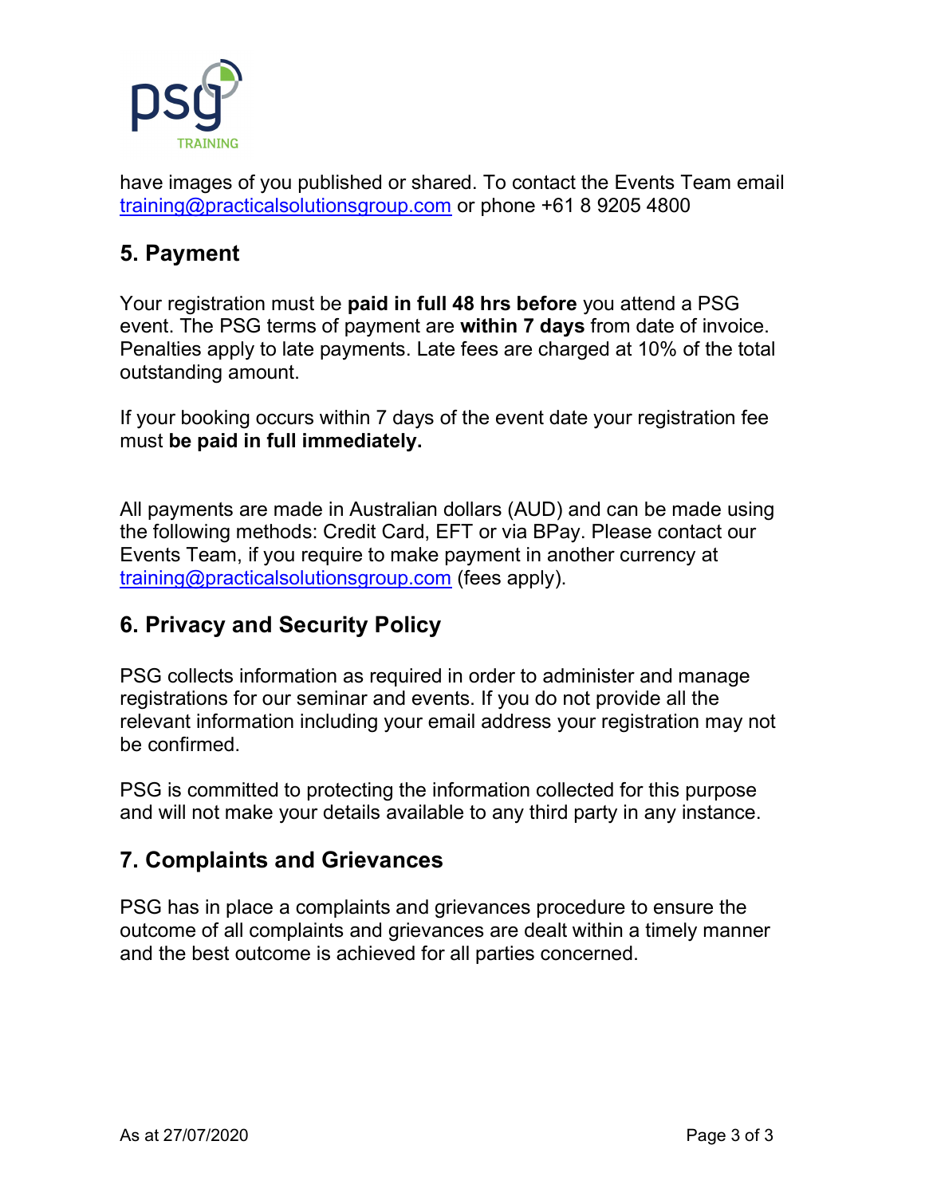have images of you published or shared. To contact the Events Team email training@practicalsolutionsgroup.com or phone +61 8 9205 4800

## 5. Payment

Your registration must be **paid in full 48 hrs before** you attend a PSG event. The PSG terms of payment are **within 7 days** from date of invoice. Penalties apply to late payments. Late fees are charged at 10% of the total outstanding amount.

If your booking occurs within 7 days of the event date your registration fee must **be paid in full immediately.**

All payments are made in Australian dollars (AUD) and can be made using the following methods: Credit Card, EFT or via BPay. Please contact our Events Team, if you require to make payment in another currency at training@practicalsolutionsgroup.com (fees apply).

## 6. Privacy and Security Policy

PSG collects information as required in order to administer and manage registrations for our seminar and events. If you do not provide all the relevant information including your email address your registration may not be confirmed.

PSG is committed to protecting the information collected for this purpose and will not make your details available to any third party in any instance.

## 7. Complaints and Grievances

PSG has in place a complaints and grievances procedure to ensure the outcome of all complaints and grievances are dealt within a timely manner and the best outcome is achieved for all parties concerned.

As at 27/07/2020